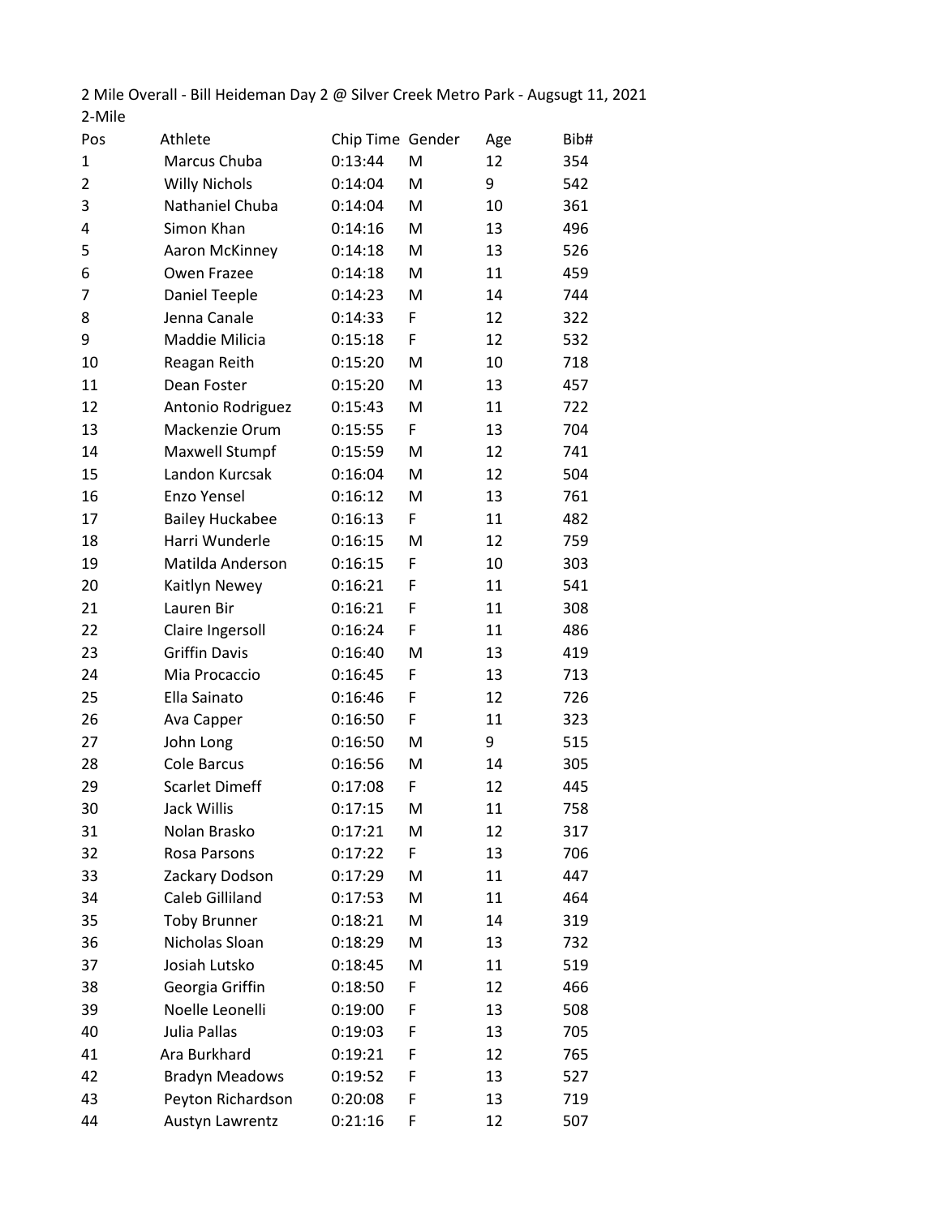2 Mile Overall - Bill Heideman Day 2 @ Silver Creek Metro Park - Augsugt 11, 2021

2-Mile

| Pos | Athlete | Chip Time | Gender | Age | Bib# |
|---|---|---|---|---|---|
| 1 | Marcus Chuba | 0:13:44 | M | 12 | 354 |
| 2 | Willy Nichols | 0:14:04 | M | 9 | 542 |
| 3 | Nathaniel Chuba | 0:14:04 | M | 10 | 361 |
| 4 | Simon Khan | 0:14:16 | M | 13 | 496 |
| 5 | Aaron McKinney | 0:14:18 | M | 13 | 526 |
| 6 | Owen Frazee | 0:14:18 | M | 11 | 459 |
| 7 | Daniel Teeple | 0:14:23 | M | 14 | 744 |
| 8 | Jenna Canale | 0:14:33 | F | 12 | 322 |
| 9 | Maddie Milicia | 0:15:18 | F | 12 | 532 |
| 10 | Reagan Reith | 0:15:20 | M | 10 | 718 |
| 11 | Dean Foster | 0:15:20 | M | 13 | 457 |
| 12 | Antonio Rodriguez | 0:15:43 | M | 11 | 722 |
| 13 | Mackenzie Orum | 0:15:55 | F | 13 | 704 |
| 14 | Maxwell Stumpf | 0:15:59 | M | 12 | 741 |
| 15 | Landon Kurcsak | 0:16:04 | M | 12 | 504 |
| 16 | Enzo Yensel | 0:16:12 | M | 13 | 761 |
| 17 | Bailey Huckabee | 0:16:13 | F | 11 | 482 |
| 18 | Harri Wunderle | 0:16:15 | M | 12 | 759 |
| 19 | Matilda Anderson | 0:16:15 | F | 10 | 303 |
| 20 | Kaitlyn Newey | 0:16:21 | F | 11 | 541 |
| 21 | Lauren Bir | 0:16:21 | F | 11 | 308 |
| 22 | Claire Ingersoll | 0:16:24 | F | 11 | 486 |
| 23 | Griffin Davis | 0:16:40 | M | 13 | 419 |
| 24 | Mia Procaccio | 0:16:45 | F | 13 | 713 |
| 25 | Ella Sainato | 0:16:46 | F | 12 | 726 |
| 26 | Ava Capper | 0:16:50 | F | 11 | 323 |
| 27 | John Long | 0:16:50 | M | 9 | 515 |
| 28 | Cole Barcus | 0:16:56 | M | 14 | 305 |
| 29 | Scarlet Dimeff | 0:17:08 | F | 12 | 445 |
| 30 | Jack Willis | 0:17:15 | M | 11 | 758 |
| 31 | Nolan Brasko | 0:17:21 | M | 12 | 317 |
| 32 | Rosa Parsons | 0:17:22 | F | 13 | 706 |
| 33 | Zackary Dodson | 0:17:29 | M | 11 | 447 |
| 34 | Caleb Gilliland | 0:17:53 | M | 11 | 464 |
| 35 | Toby Brunner | 0:18:21 | M | 14 | 319 |
| 36 | Nicholas Sloan | 0:18:29 | M | 13 | 732 |
| 37 | Josiah Lutsko | 0:18:45 | M | 11 | 519 |
| 38 | Georgia Griffin | 0:18:50 | F | 12 | 466 |
| 39 | Noelle Leonelli | 0:19:00 | F | 13 | 508 |
| 40 | Julia Pallas | 0:19:03 | F | 13 | 705 |
| 41 | Ara Burkhard | 0:19:21 | F | 12 | 765 |
| 42 | Bradyn Meadows | 0:19:52 | F | 13 | 527 |
| 43 | Peyton Richardson | 0:20:08 | F | 13 | 719 |
| 44 | Austyn Lawrentz | 0:21:16 | F | 12 | 507 |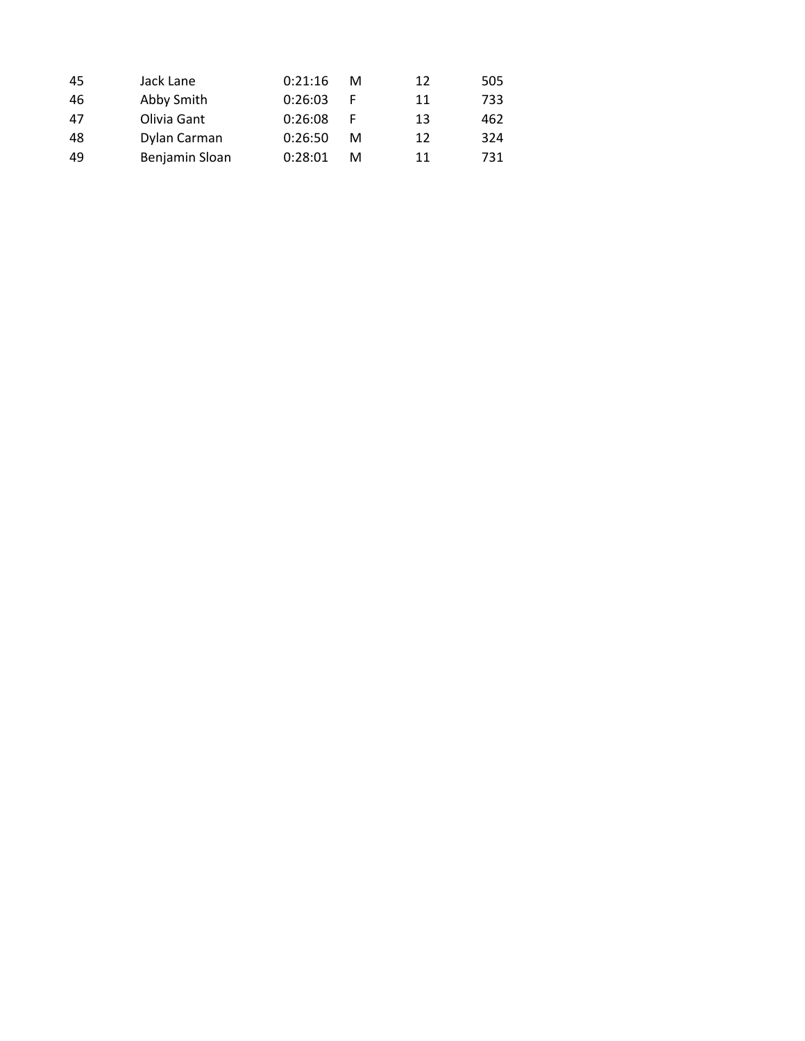| | | | | | |
|---|---|---|---|---|---|
| 45 | Jack Lane | 0:21:16 | M | 12 | 505 |
| 46 | Abby Smith | 0:26:03 | F | 11 | 733 |
| 47 | Olivia Gant | 0:26:08 | F | 13 | 462 |
| 48 | Dylan Carman | 0:26:50 | M | 12 | 324 |
| 49 | Benjamin Sloan | 0:28:01 | M | 11 | 731 |